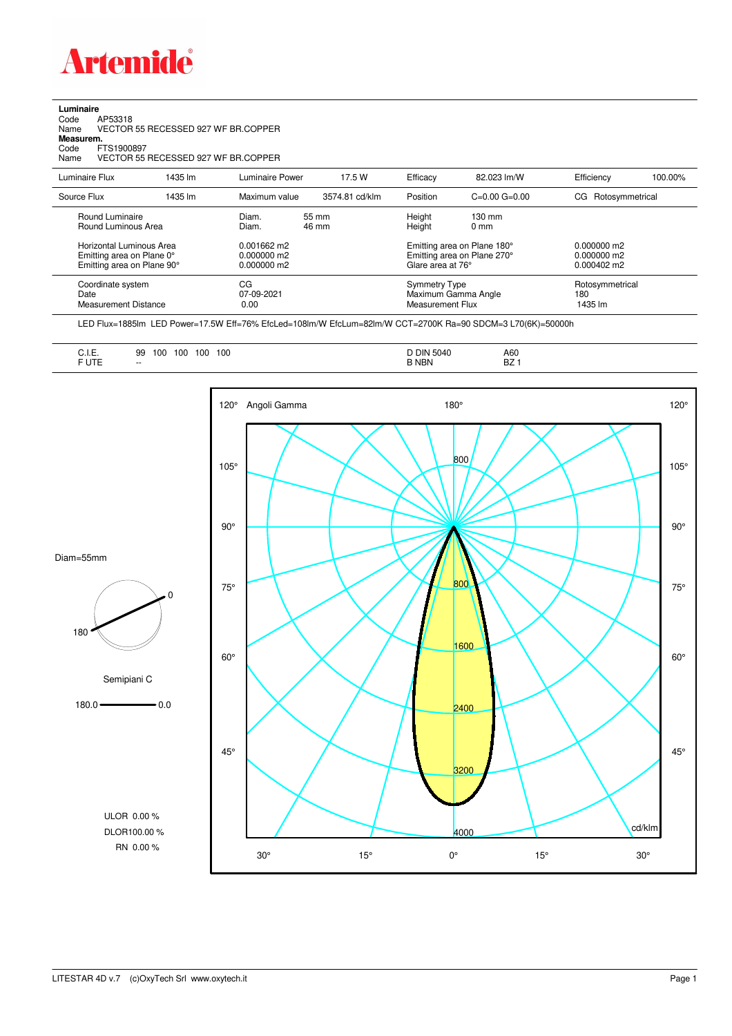**Luminaire**

Code AP53318

Name VECTOR 55 RECESSED 927 WF BR.COPPER

**Measurem.**

Code FTS1900897

Name VECTOR 55 RECESSED 927 WF BR.COPPER

| Luminaire Flux | 1435 lm | Luminaire Power | 17.5 W | Efficacy | 82.023 lm/W | Efficiency | 100.00% |
|---|---|---|---|---|---|---|---|
| Source Flux | 1435 lm | Maximum value | 3574.81 cd/klm | Position | C=0.00 G=0.00 | CG | Rotosymmetrical |

| | | | | |
|---|---|---|---|---|
| Round Luminaire | Diam. 55 mm | Height | 130 mm | |
| Round Luminous Area | Diam. 46 mm | Height | 0 mm | |
| Horizontal Luminous Area | 0.001662 m2 | Emitting area on Plane 180° | | 0.000000 m2 |
| Emitting area on Plane 0° | 0.000000 m2 | Emitting area on Plane 270° | | 0.000000 m2 |
| Emitting area on Plane 90° | 0.000000 m2 | Glare area at 76° | | 0.000402 m2 |
| Coordinate system | CG | Symmetry Type | | Rotosymmetrical |
| Date | 07-09-2021 | Maximum Gamma Angle | | 180 |
| Measurement Distance | 0.00 | Measurement Flux | | 1435 lm |

LED Flux=1885lm LED Power=17.5W Eff=76% EfcLed=108lm/W EfcLum=82lm/W CCT=2700K Ra=90 SDCM=3 L70(6K)=50000h

| | | | |
|---|---|---|---|
| C.I.E. | 99 100 100 100 100 | D DIN 5040 | A60 |
| F UTE | -- | B NBN | BZ 1 |

Diam=55mm

Semipiani C

180.0 — 0.0

ULOR 0.00 %

DLOR100.00 %

RN 0.00 %

Angoli Gamma

cd/klm

LITESTAR 4D v.7 (c)OxyTech Srl www.oxytech.it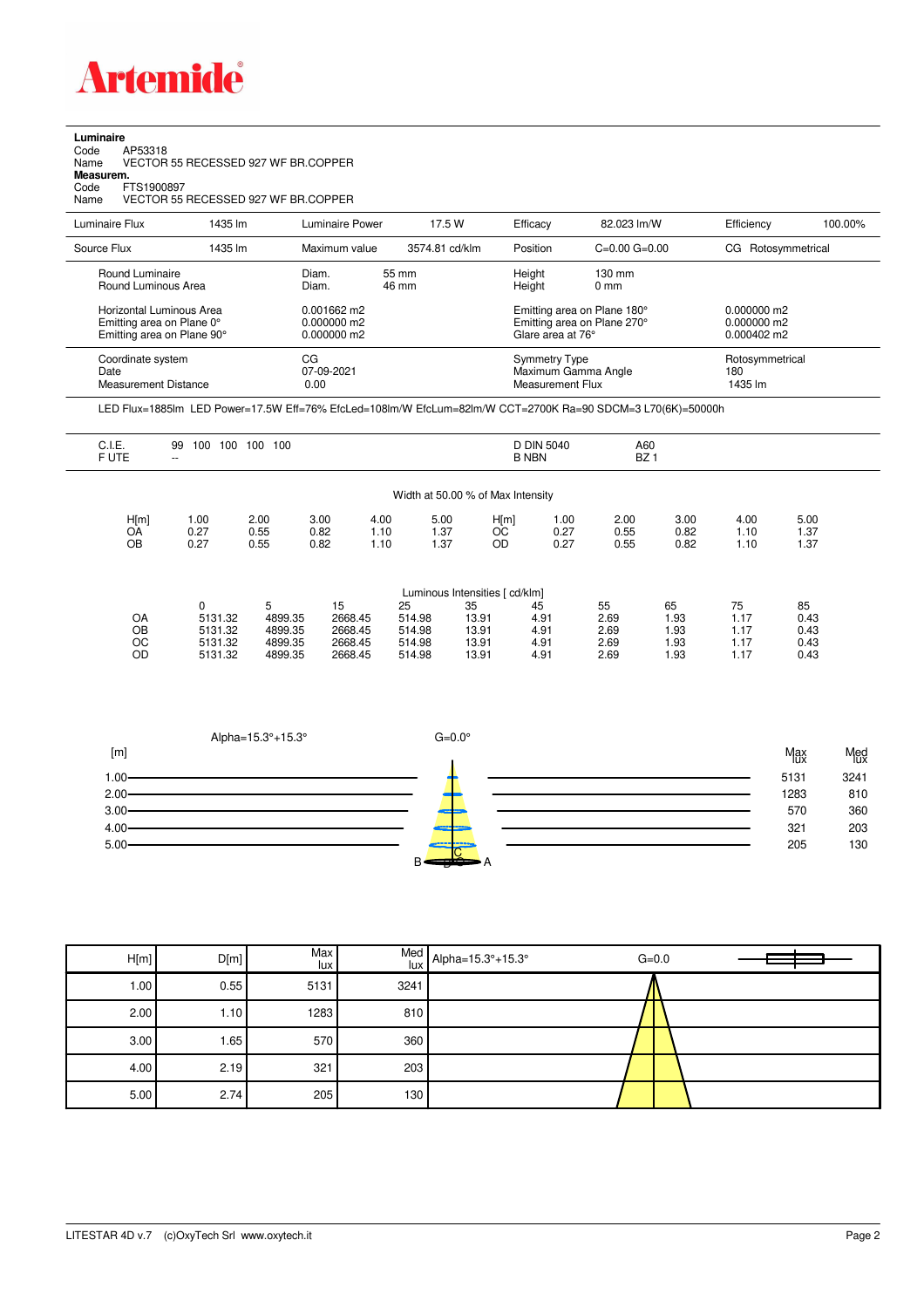**Artemide**

**Luminaire**

Code AP53318

Name VECTOR 55 RECESSED 927 WF BR.COPPER

**Measurem.**

Code FTS1900897

Name VECTOR 55 RECESSED 927 WF BR.COPPER

| | | | | | | | |
|---|---|---|---|---|---|---|---|
| Luminaire Flux | 1435 lm | Luminaire Power | 17.5 W | Efficacy | 82.023 lm/W | Efficiency | 100.00% |
| Source Flux | 1435 lm | Maximum value | 3574.81 cd/klm | Position | C=0.00 G=0.00 | CG | Rotosymmetrical |

| | | | | | |
|---|---|---|---|---|---|
| Round Luminaire | Diam. | 55 mm | Height | 130 mm | |
| Round Luminous Area | Diam. | 46 mm | Height | 0 mm | |
| Horizontal Luminous Area | 0.001662 m2 | | Emitting area on Plane 180° | | 0.000000 m2 |
| Emitting area on Plane 0° | 0.000000 m2 | | Emitting area on Plane 270° | | 0.000000 m2 |
| Emitting area on Plane 90° | 0.000000 m2 | | Glare area at 76° | | 0.000402 m2 |

| | | | |
|---|---|---|---|
| Coordinate system | CG | Symmetry Type | Rotosymmetrical |
| Date | 07-09-2021 | Maximum Gamma Angle | 180 |
| Measurement Distance | 0.00 | Measurement Flux | 1435 lm |

LED Flux=1885lm LED Power=17.5W Eff=76% EfcLed=108lm/W EfcLum=82lm/W CCT=2700K Ra=90 SDCM=3 L70(6K)=50000h

| | | | |
|---|---|---|---|
| C.I.E. | 99 100 100 100 100 | D DIN 5040 | A60 |
| F UTE | -- | B NBN | BZ 1 |

Width at 50.00 % of Max Intensity

| H[m] | 1.00 | 2.00 | 3.00 | 4.00 | 5.00 | H[m] | 1.00 | 2.00 | 3.00 | 4.00 | 5.00 |
|---|---|---|---|---|---|---|---|---|---|---|---|
| OA | 0.27 | 0.55 | 0.82 | 1.10 | 1.37 | OC | 0.27 | 0.55 | 0.82 | 1.10 | 1.37 |
| OB | 0.27 | 0.55 | 0.82 | 1.10 | 1.37 | OD | 0.27 | 0.55 | 0.82 | 1.10 | 1.37 |

Luminous Intensities [ cd/klm]

| | 0 | 5 | 15 | 25 | 35 | 45 | 55 | 65 | 75 | 85 |
|---|---|---|---|---|---|---|---|---|---|---|
| OA | 5131.32 | 4899.35 | 2668.45 | 514.98 | 13.91 | 4.91 | 2.69 | 1.93 | 1.17 | 0.43 |
| OB | 5131.32 | 4899.35 | 2668.45 | 514.98 | 13.91 | 4.91 | 2.69 | 1.93 | 1.17 | 0.43 |
| OC | 5131.32 | 4899.35 | 2668.45 | 514.98 | 13.91 | 4.91 | 2.69 | 1.93 | 1.17 | 0.43 |
| OD | 5131.32 | 4899.35 | 2668.45 | 514.98 | 13.91 | 4.91 | 2.69 | 1.93 | 1.17 | 0.43 |

Alpha=15.3°+15.3° G=0.0°

[m] Max lux Med lux

1.00 5131 3241

2.00 1283 810

3.00 570 360

4.00 321 203

5.00 205 130

| H[m] | D[m] | Max lux | Med lux | Alpha=15.3°+15.3° G=0.0 |
|---|---|---|---|---|
| 1.00 | 0.55 | 5131 | 3241 | |
| 2.00 | 1.10 | 1283 | 810 | |
| 3.00 | 1.65 | 570 | 360 | |
| 4.00 | 2.19 | 321 | 203 | |
| 5.00 | 2.74 | 205 | 130 | |

LITESTAR 4D v.7 (c)OxyTech Srl www.oxytech.it